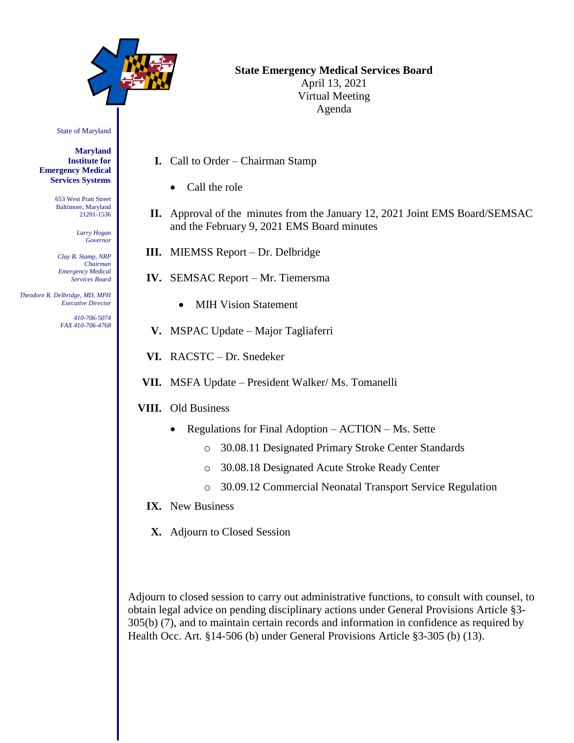State of Maryland

**Maryland Institute for Emergency Medical Services Systems**

653 West Pratt Street
Baltimore, Maryland
21201-1536

*Larry Hogan*
*Governor*

*Clay B. Stamp, NRP*
*Chairman*
*Emergency Medical Services Board*

*Theodore R. Delbridge, MD, MPH*
*Executive Director*

*410-706-5074*
*FAX 410-706-4768*

**State Emergency Medical Services Board**
April 13, 2021
Virtual Meeting
Agenda

**I.** Call to Order – Chairman Stamp

- Call the role

**II.** Approval of the minutes from the January 12, 2021 Joint EMS Board/SEMSAC and the February 9, 2021 EMS Board minutes

**III.** MIEMSS Report – Dr. Delbridge

**IV.** SEMSAC Report – Mr. Tiemersma

- MIH Vision Statement

**V.** MSPAC Update – Major Tagliaferri

**VI.** RACSTC – Dr. Snedeker

**VII.** MSFA Update – President Walker/ Ms. Tomanelli

**VIII.** Old Business

- Regulations for Final Adoption – ACTION – Ms. Sette
  - 30.08.11 Designated Primary Stroke Center Standards
  - 30.08.18 Designated Acute Stroke Ready Center
  - 30.09.12 Commercial Neonatal Transport Service Regulation

**IX.** New Business

**X.** Adjourn to Closed Session

Adjourn to closed session to carry out administrative functions, to consult with counsel, to obtain legal advice on pending disciplinary actions under General Provisions Article §3-305(b) (7), and to maintain certain records and information in confidence as required by Health Occ. Art. §14-506 (b) under General Provisions Article §3-305 (b) (13).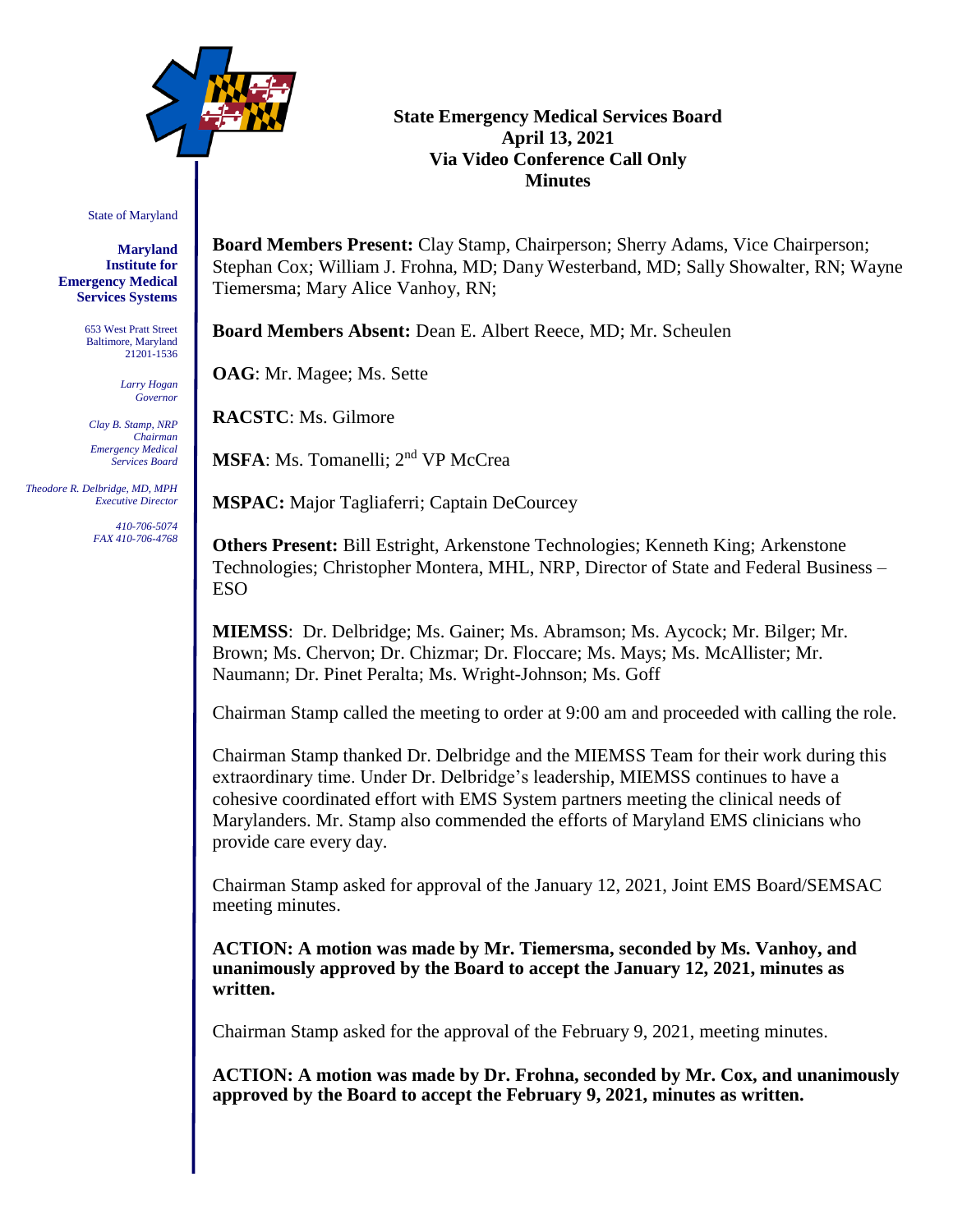# State Emergency Medical Services Board
## April 13, 2021
## Via Video Conference Call Only
## Minutes

State of Maryland

**Maryland Institute for Emergency Medical Services Systems**

653 West Pratt Street
Baltimore, Maryland
21201-1536

*Larry Hogan*
*Governor*

*Clay B. Stamp, NRP*
*Chairman*
*Emergency Medical Services Board*

*Theodore R. Delbridge, MD, MPH*
*Executive Director*

*410-706-5074*
*FAX 410-706-4768*

**Board Members Present:** Clay Stamp, Chairperson; Sherry Adams, Vice Chairperson; Stephan Cox; William J. Frohna, MD; Dany Westerband, MD; Sally Showalter, RN; Wayne Tiemersma; Mary Alice Vanhoy, RN;

**Board Members Absent:** Dean E. Albert Reece, MD; Mr. Scheulen

**OAG**: Mr. Magee; Ms. Sette

**RACSTC**: Ms. Gilmore

**MSFA**: Ms. Tomanelli; 2nd VP McCrea

**MSPAC:** Major Tagliaferri; Captain DeCourcey

**Others Present:** Bill Estright, Arkenstone Technologies; Kenneth King; Arkenstone Technologies; Christopher Montera, MHL, NRP, Director of State and Federal Business – ESO

**MIEMSS**: Dr. Delbridge; Ms. Gainer; Ms. Abramson; Ms. Aycock; Mr. Bilger; Mr. Brown; Ms. Chervon; Dr. Chizmar; Dr. Floccare; Ms. Mays; Ms. McAllister; Mr. Naumann; Dr. Pinet Peralta; Ms. Wright-Johnson; Ms. Goff

Chairman Stamp called the meeting to order at 9:00 am and proceeded with calling the role.

Chairman Stamp thanked Dr. Delbridge and the MIEMSS Team for their work during this extraordinary time. Under Dr. Delbridge's leadership, MIEMSS continues to have a cohesive coordinated effort with EMS System partners meeting the clinical needs of Marylanders. Mr. Stamp also commended the efforts of Maryland EMS clinicians who provide care every day.

Chairman Stamp asked for approval of the January 12, 2021, Joint EMS Board/SEMSAC meeting minutes.

**ACTION: A motion was made by Mr. Tiemersma, seconded by Ms. Vanhoy, and unanimously approved by the Board to accept the January 12, 2021, minutes as written.**

Chairman Stamp asked for the approval of the February 9, 2021, meeting minutes.

**ACTION: A motion was made by Dr. Frohna, seconded by Mr. Cox, and unanimously approved by the Board to accept the February 9, 2021, minutes as written.**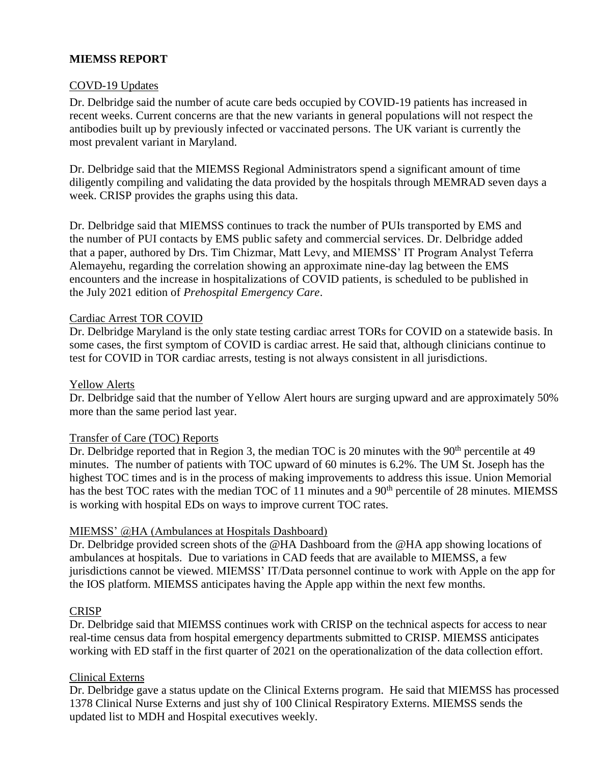**MIEMSS REPORT**

COVD-19 Updates

Dr. Delbridge said the number of acute care beds occupied by COVID-19 patients has increased in recent weeks. Current concerns are that the new variants in general populations will not respect the antibodies built up by previously infected or vaccinated persons. The UK variant is currently the most prevalent variant in Maryland.

Dr. Delbridge said that the MIEMSS Regional Administrators spend a significant amount of time diligently compiling and validating the data provided by the hospitals through MEMRAD seven days a week. CRISP provides the graphs using this data.

Dr. Delbridge said that MIEMSS continues to track the number of PUIs transported by EMS and the number of PUI contacts by EMS public safety and commercial services. Dr. Delbridge added that a paper, authored by Drs. Tim Chizmar, Matt Levy, and MIEMSS' IT Program Analyst Teferra Alemayehu, regarding the correlation showing an approximate nine-day lag between the EMS encounters and the increase in hospitalizations of COVID patients, is scheduled to be published in the July 2021 edition of *Prehospital Emergency Care*.

Cardiac Arrest TOR COVID

Dr. Delbridge Maryland is the only state testing cardiac arrest TORs for COVID on a statewide basis. In some cases, the first symptom of COVID is cardiac arrest. He said that, although clinicians continue to test for COVID in TOR cardiac arrests, testing is not always consistent in all jurisdictions.

Yellow Alerts

Dr. Delbridge said that the number of Yellow Alert hours are surging upward and are approximately 50% more than the same period last year.

Transfer of Care (TOC) Reports

Dr. Delbridge reported that in Region 3, the median TOC is 20 minutes with the 90th percentile at 49 minutes. The number of patients with TOC upward of 60 minutes is 6.2%. The UM St. Joseph has the highest TOC times and is in the process of making improvements to address this issue. Union Memorial has the best TOC rates with the median TOC of 11 minutes and a 90th percentile of 28 minutes. MIEMSS is working with hospital EDs on ways to improve current TOC rates.

MIEMSS' @HA (Ambulances at Hospitals Dashboard)

Dr. Delbridge provided screen shots of the @HA Dashboard from the @HA app showing locations of ambulances at hospitals. Due to variations in CAD feeds that are available to MIEMSS, a few jurisdictions cannot be viewed. MIEMSS' IT/Data personnel continue to work with Apple on the app for the IOS platform. MIEMSS anticipates having the Apple app within the next few months.

CRISP

Dr. Delbridge said that MIEMSS continues work with CRISP on the technical aspects for access to near real-time census data from hospital emergency departments submitted to CRISP. MIEMSS anticipates working with ED staff in the first quarter of 2021 on the operationalization of the data collection effort.

Clinical Externs

Dr. Delbridge gave a status update on the Clinical Externs program. He said that MIEMSS has processed 1378 Clinical Nurse Externs and just shy of 100 Clinical Respiratory Externs. MIEMSS sends the updated list to MDH and Hospital executives weekly.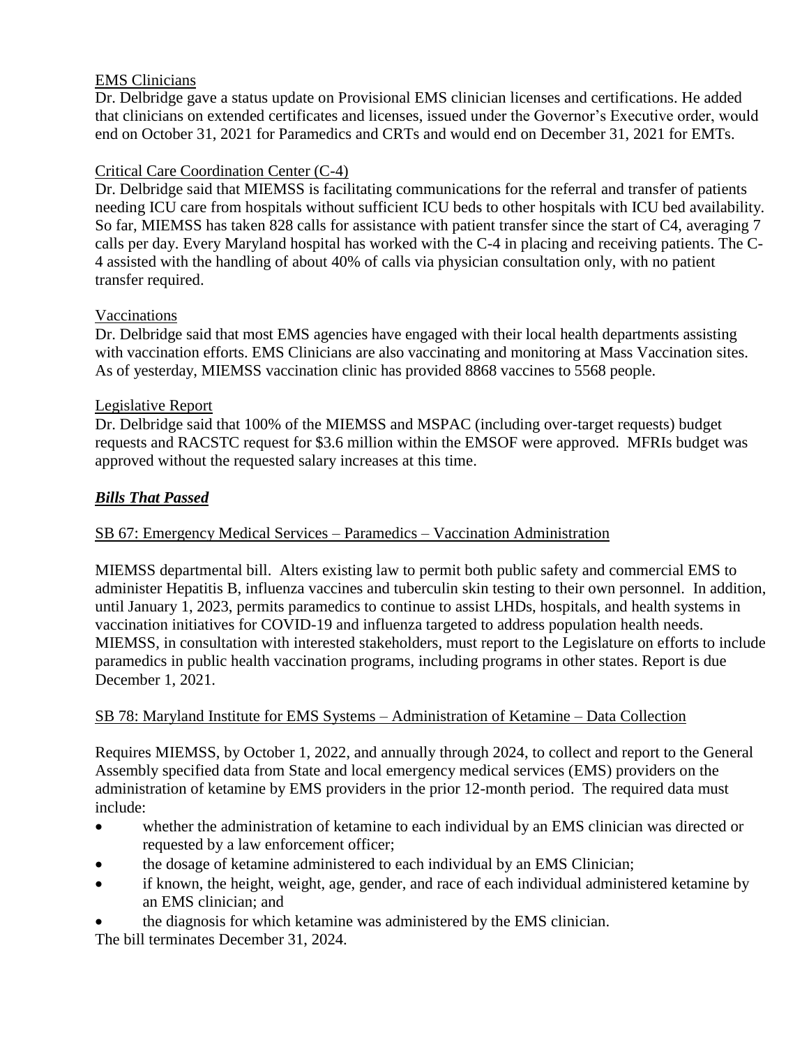EMS Clinicians

Dr. Delbridge gave a status update on Provisional EMS clinician licenses and certifications. He added that clinicians on extended certificates and licenses, issued under the Governor's Executive order, would end on October 31, 2021 for Paramedics and CRTs and would end on December 31, 2021 for EMTs.

Critical Care Coordination Center (C-4)

Dr. Delbridge said that MIEMSS is facilitating communications for the referral and transfer of patients needing ICU care from hospitals without sufficient ICU beds to other hospitals with ICU bed availability. So far, MIEMSS has taken 828 calls for assistance with patient transfer since the start of C4, averaging 7 calls per day. Every Maryland hospital has worked with the C-4 in placing and receiving patients. The C-4 assisted with the handling of about 40% of calls via physician consultation only, with no patient transfer required.

Vaccinations

Dr. Delbridge said that most EMS agencies have engaged with their local health departments assisting with vaccination efforts. EMS Clinicians are also vaccinating and monitoring at Mass Vaccination sites. As of yesterday, MIEMSS vaccination clinic has provided 8868 vaccines to 5568 people.

Legislative Report

Dr. Delbridge said that 100% of the MIEMSS and MSPAC (including over-target requests) budget requests and RACSTC request for $3.6 million within the EMSOF were approved. MFRIs budget was approved without the requested salary increases at this time.

***Bills That Passed***

SB 67: Emergency Medical Services – Paramedics – Vaccination Administration

MIEMSS departmental bill. Alters existing law to permit both public safety and commercial EMS to administer Hepatitis B, influenza vaccines and tuberculin skin testing to their own personnel. In addition, until January 1, 2023, permits paramedics to continue to assist LHDs, hospitals, and health systems in vaccination initiatives for COVID-19 and influenza targeted to address population health needs. MIEMSS, in consultation with interested stakeholders, must report to the Legislature on efforts to include paramedics in public health vaccination programs, including programs in other states. Report is due December 1, 2021.

SB 78: Maryland Institute for EMS Systems – Administration of Ketamine – Data Collection

Requires MIEMSS, by October 1, 2022, and annually through 2024, to collect and report to the General Assembly specified data from State and local emergency medical services (EMS) providers on the administration of ketamine by EMS providers in the prior 12-month period. The required data must include:

- whether the administration of ketamine to each individual by an EMS clinician was directed or requested by a law enforcement officer;
- the dosage of ketamine administered to each individual by an EMS Clinician;
- if known, the height, weight, age, gender, and race of each individual administered ketamine by an EMS clinician; and
- the diagnosis for which ketamine was administered by the EMS clinician.

The bill terminates December 31, 2024.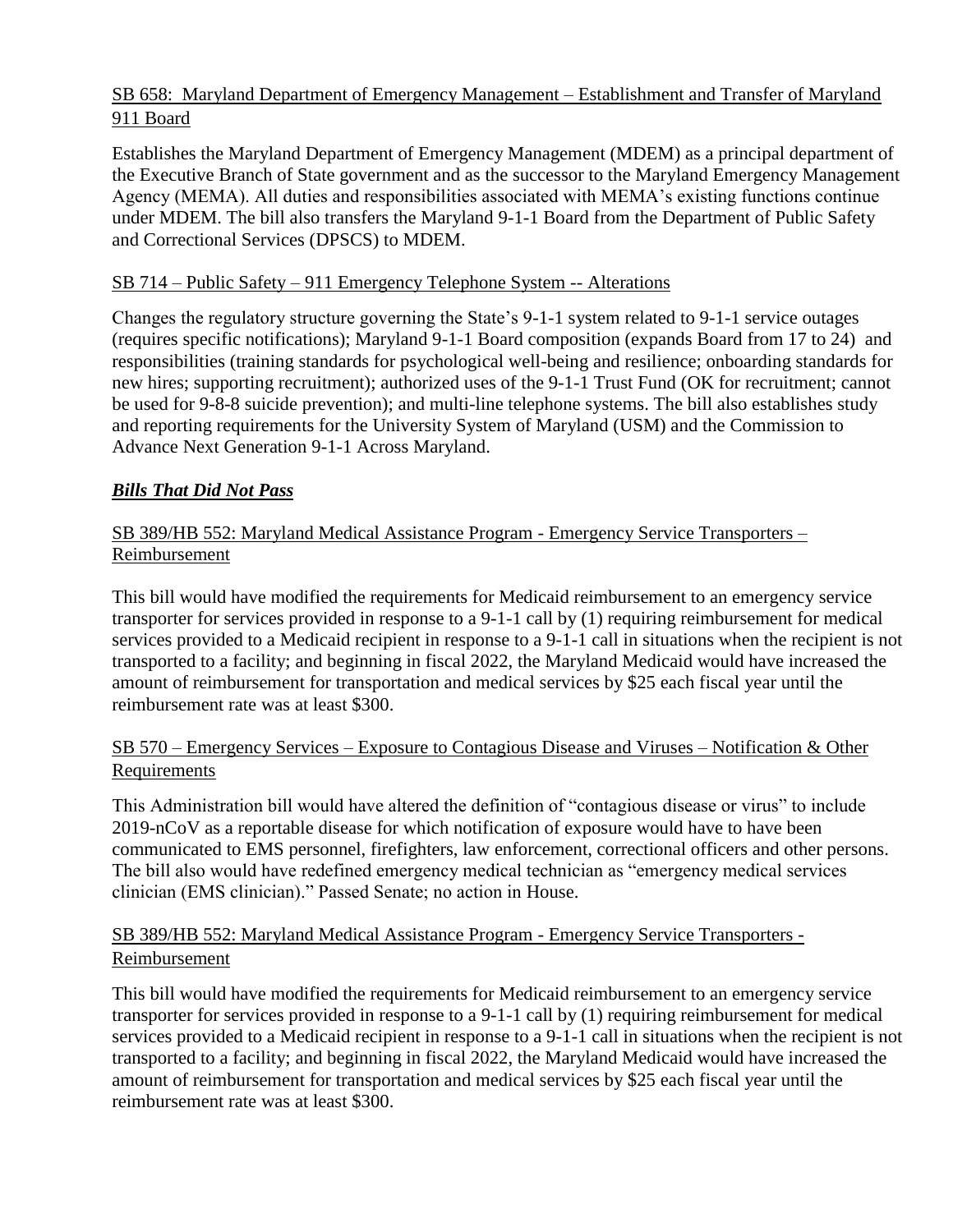SB 658: Maryland Department of Emergency Management – Establishment and Transfer of Maryland 911 Board

Establishes the Maryland Department of Emergency Management (MDEM) as a principal department of the Executive Branch of State government and as the successor to the Maryland Emergency Management Agency (MEMA). All duties and responsibilities associated with MEMA's existing functions continue under MDEM. The bill also transfers the Maryland 9-1-1 Board from the Department of Public Safety and Correctional Services (DPSCS) to MDEM.

SB 714 – Public Safety – 911 Emergency Telephone System -- Alterations

Changes the regulatory structure governing the State's 9-1-1 system related to 9-1-1 service outages (requires specific notifications); Maryland 9-1-1 Board composition (expands Board from 17 to 24) and responsibilities (training standards for psychological well-being and resilience; onboarding standards for new hires; supporting recruitment); authorized uses of the 9-1-1 Trust Fund (OK for recruitment; cannot be used for 9-8-8 suicide prevention); and multi-line telephone systems. The bill also establishes study and reporting requirements for the University System of Maryland (USM) and the Commission to Advance Next Generation 9-1-1 Across Maryland.

***Bills That Did Not Pass***

SB 389/HB 552: Maryland Medical Assistance Program - Emergency Service Transporters – Reimbursement

This bill would have modified the requirements for Medicaid reimbursement to an emergency service transporter for services provided in response to a 9-1-1 call by (1) requiring reimbursement for medical services provided to a Medicaid recipient in response to a 9-1-1 call in situations when the recipient is not transported to a facility; and beginning in fiscal 2022, the Maryland Medicaid would have increased the amount of reimbursement for transportation and medical services by $25 each fiscal year until the reimbursement rate was at least $300.

SB 570 – Emergency Services – Exposure to Contagious Disease and Viruses – Notification & Other Requirements

This Administration bill would have altered the definition of "contagious disease or virus" to include 2019-nCoV as a reportable disease for which notification of exposure would have to have been communicated to EMS personnel, firefighters, law enforcement, correctional officers and other persons. The bill also would have redefined emergency medical technician as "emergency medical services clinician (EMS clinician)." Passed Senate; no action in House.

SB 389/HB 552: Maryland Medical Assistance Program - Emergency Service Transporters - Reimbursement

This bill would have modified the requirements for Medicaid reimbursement to an emergency service transporter for services provided in response to a 9-1-1 call by (1) requiring reimbursement for medical services provided to a Medicaid recipient in response to a 9-1-1 call in situations when the recipient is not transported to a facility; and beginning in fiscal 2022, the Maryland Medicaid would have increased the amount of reimbursement for transportation and medical services by $25 each fiscal year until the reimbursement rate was at least $300.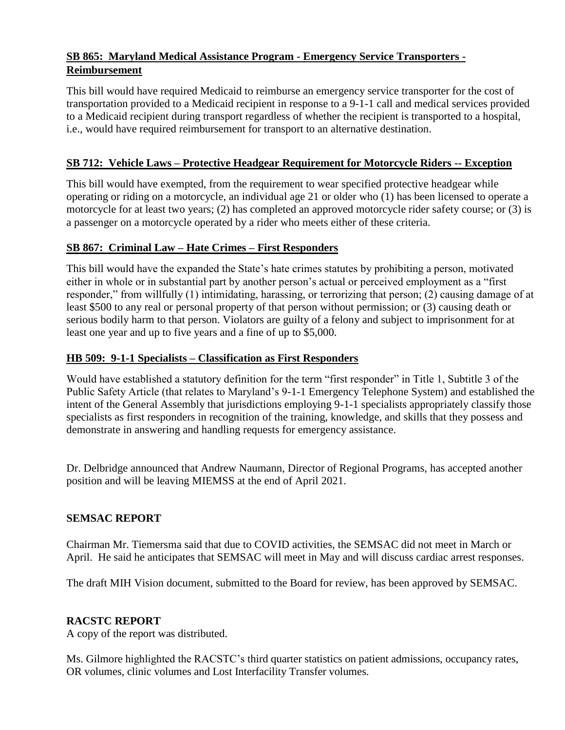**SB 865: Maryland Medical Assistance Program - Emergency Service Transporters - Reimbursement**

This bill would have required Medicaid to reimburse an emergency service transporter for the cost of transportation provided to a Medicaid recipient in response to a 9-1-1 call and medical services provided to a Medicaid recipient during transport regardless of whether the recipient is transported to a hospital, i.e., would have required reimbursement for transport to an alternative destination.

**SB 712: Vehicle Laws – Protective Headgear Requirement for Motorcycle Riders -- Exception**

This bill would have exempted, from the requirement to wear specified protective headgear while operating or riding on a motorcycle, an individual age 21 or older who (1) has been licensed to operate a motorcycle for at least two years; (2) has completed an approved motorcycle rider safety course; or (3) is a passenger on a motorcycle operated by a rider who meets either of these criteria.

**SB 867: Criminal Law – Hate Crimes – First Responders**

This bill would have the expanded the State's hate crimes statutes by prohibiting a person, motivated either in whole or in substantial part by another person's actual or perceived employment as a "first responder," from willfully (1) intimidating, harassing, or terrorizing that person; (2) causing damage of at least $500 to any real or personal property of that person without permission; or (3) causing death or serious bodily harm to that person. Violators are guilty of a felony and subject to imprisonment for at least one year and up to five years and a fine of up to $5,000.

**HB 509: 9-1-1 Specialists – Classification as First Responders**

Would have established a statutory definition for the term "first responder" in Title 1, Subtitle 3 of the Public Safety Article (that relates to Maryland's 9-1-1 Emergency Telephone System) and established the intent of the General Assembly that jurisdictions employing 9-1-1 specialists appropriately classify those specialists as first responders in recognition of the training, knowledge, and skills that they possess and demonstrate in answering and handling requests for emergency assistance.

Dr. Delbridge announced that Andrew Naumann, Director of Regional Programs, has accepted another position and will be leaving MIEMSS at the end of April 2021.

## SEMSAC REPORT

Chairman Mr. Tiemersma said that due to COVID activities, the SEMSAC did not meet in March or April. He said he anticipates that SEMSAC will meet in May and will discuss cardiac arrest responses.

The draft MIH Vision document, submitted to the Board for review, has been approved by SEMSAC.

## RACSTC REPORT

A copy of the report was distributed.

Ms. Gilmore highlighted the RACSTC's third quarter statistics on patient admissions, occupancy rates, OR volumes, clinic volumes and Lost Interfacility Transfer volumes.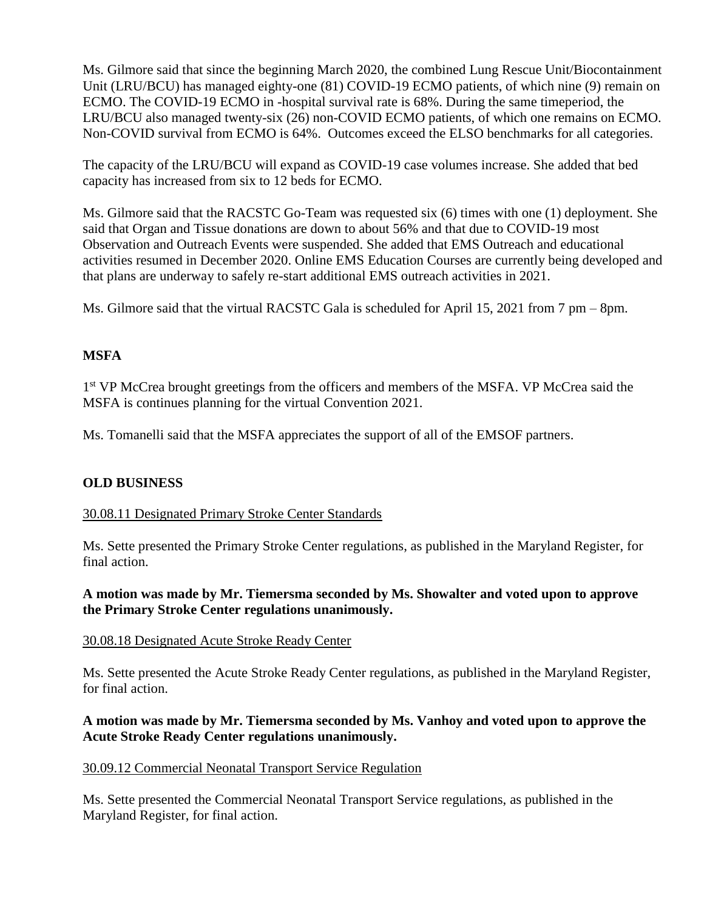Ms. Gilmore said that since the beginning March 2020, the combined Lung Rescue Unit/Biocontainment Unit (LRU/BCU) has managed eighty-one (81) COVID-19 ECMO patients, of which nine (9) remain on ECMO. The COVID-19 ECMO in -hospital survival rate is 68%. During the same timeperiod, the LRU/BCU also managed twenty-six (26) non-COVID ECMO patients, of which one remains on ECMO. Non-COVID survival from ECMO is 64%. Outcomes exceed the ELSO benchmarks for all categories.

The capacity of the LRU/BCU will expand as COVID-19 case volumes increase. She added that bed capacity has increased from six to 12 beds for ECMO.

Ms. Gilmore said that the RACSTC Go-Team was requested six (6) times with one (1) deployment. She said that Organ and Tissue donations are down to about 56% and that due to COVID-19 most Observation and Outreach Events were suspended. She added that EMS Outreach and educational activities resumed in December 2020. Online EMS Education Courses are currently being developed and that plans are underway to safely re-start additional EMS outreach activities in 2021.

Ms. Gilmore said that the virtual RACSTC Gala is scheduled for April 15, 2021 from 7 pm – 8pm.

**MSFA**

1st VP McCrea brought greetings from the officers and members of the MSFA. VP McCrea said the MSFA is continues planning for the virtual Convention 2021.

Ms. Tomanelli said that the MSFA appreciates the support of all of the EMSOF partners.

**OLD BUSINESS**

30.08.11 Designated Primary Stroke Center Standards

Ms. Sette presented the Primary Stroke Center regulations, as published in the Maryland Register, for final action.

**A motion was made by Mr. Tiemersma seconded by Ms. Showalter and voted upon to approve the Primary Stroke Center regulations unanimously.**

30.08.18 Designated Acute Stroke Ready Center

Ms. Sette presented the Acute Stroke Ready Center regulations, as published in the Maryland Register, for final action.

**A motion was made by Mr. Tiemersma seconded by Ms. Vanhoy and voted upon to approve the Acute Stroke Ready Center regulations unanimously.**

30.09.12 Commercial Neonatal Transport Service Regulation

Ms. Sette presented the Commercial Neonatal Transport Service regulations, as published in the Maryland Register, for final action.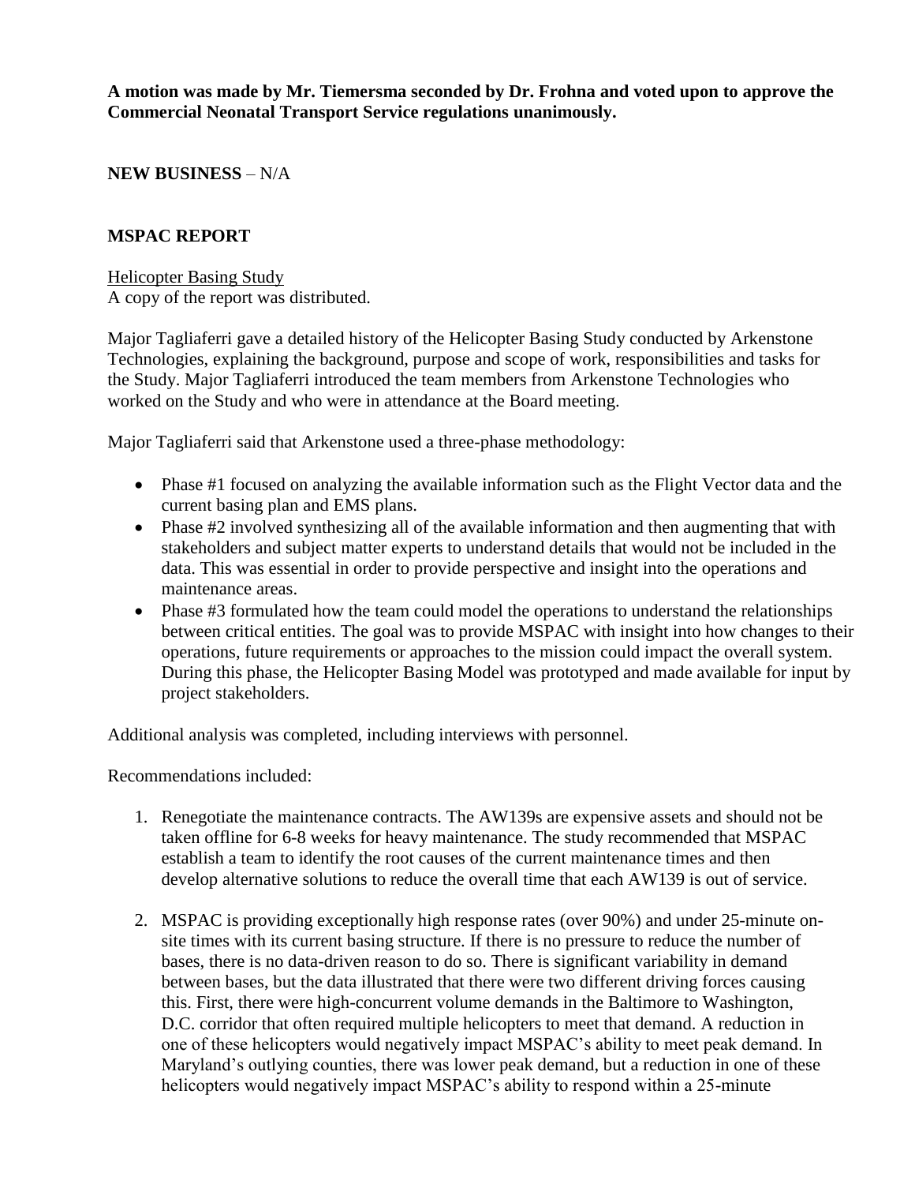**A motion was made by Mr. Tiemersma seconded by Dr. Frohna and voted upon to approve the Commercial Neonatal Transport Service regulations unanimously.**

**NEW BUSINESS** – N/A

**MSPAC REPORT**

Helicopter Basing Study

A copy of the report was distributed.

Major Tagliaferri gave a detailed history of the Helicopter Basing Study conducted by Arkenstone Technologies, explaining the background, purpose and scope of work, responsibilities and tasks for the Study. Major Tagliaferri introduced the team members from Arkenstone Technologies who worked on the Study and who were in attendance at the Board meeting.

Major Tagliaferri said that Arkenstone used a three-phase methodology:

- Phase #1 focused on analyzing the available information such as the Flight Vector data and the current basing plan and EMS plans.
- Phase #2 involved synthesizing all of the available information and then augmenting that with stakeholders and subject matter experts to understand details that would not be included in the data. This was essential in order to provide perspective and insight into the operations and maintenance areas.
- Phase #3 formulated how the team could model the operations to understand the relationships between critical entities. The goal was to provide MSPAC with insight into how changes to their operations, future requirements or approaches to the mission could impact the overall system. During this phase, the Helicopter Basing Model was prototyped and made available for input by project stakeholders.

Additional analysis was completed, including interviews with personnel.

Recommendations included:

1. Renegotiate the maintenance contracts. The AW139s are expensive assets and should not be taken offline for 6-8 weeks for heavy maintenance. The study recommended that MSPAC establish a team to identify the root causes of the current maintenance times and then develop alternative solutions to reduce the overall time that each AW139 is out of service.

2. MSPAC is providing exceptionally high response rates (over 90%) and under 25-minute on-site times with its current basing structure. If there is no pressure to reduce the number of bases, there is no data-driven reason to do so. There is significant variability in demand between bases, but the data illustrated that there were two different driving forces causing this. First, there were high-concurrent volume demands in the Baltimore to Washington, D.C. corridor that often required multiple helicopters to meet that demand. A reduction in one of these helicopters would negatively impact MSPAC's ability to meet peak demand. In Maryland's outlying counties, there was lower peak demand, but a reduction in one of these helicopters would negatively impact MSPAC's ability to respond within a 25-minute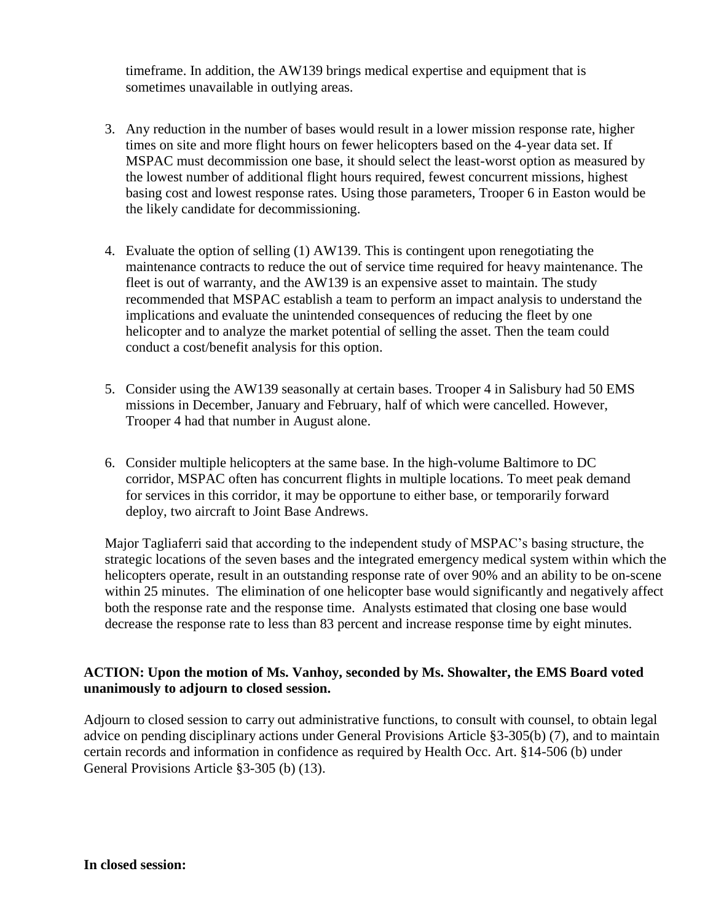timeframe. In addition, the AW139 brings medical expertise and equipment that is sometimes unavailable in outlying areas.

3. Any reduction in the number of bases would result in a lower mission response rate, higher times on site and more flight hours on fewer helicopters based on the 4-year data set. If MSPAC must decommission one base, it should select the least-worst option as measured by the lowest number of additional flight hours required, fewest concurrent missions, highest basing cost and lowest response rates. Using those parameters, Trooper 6 in Easton would be the likely candidate for decommissioning.

4. Evaluate the option of selling (1) AW139. This is contingent upon renegotiating the maintenance contracts to reduce the out of service time required for heavy maintenance. The fleet is out of warranty, and the AW139 is an expensive asset to maintain. The study recommended that MSPAC establish a team to perform an impact analysis to understand the implications and evaluate the unintended consequences of reducing the fleet by one helicopter and to analyze the market potential of selling the asset. Then the team could conduct a cost/benefit analysis for this option.

5. Consider using the AW139 seasonally at certain bases. Trooper 4 in Salisbury had 50 EMS missions in December, January and February, half of which were cancelled. However, Trooper 4 had that number in August alone.

6. Consider multiple helicopters at the same base. In the high-volume Baltimore to DC corridor, MSPAC often has concurrent flights in multiple locations. To meet peak demand for services in this corridor, it may be opportune to either base, or temporarily forward deploy, two aircraft to Joint Base Andrews.

Major Tagliaferri said that according to the independent study of MSPAC's basing structure, the strategic locations of the seven bases and the integrated emergency medical system within which the helicopters operate, result in an outstanding response rate of over 90% and an ability to be on-scene within 25 minutes. The elimination of one helicopter base would significantly and negatively affect both the response rate and the response time. Analysts estimated that closing one base would decrease the response rate to less than 83 percent and increase response time by eight minutes.

**ACTION: Upon the motion of Ms. Vanhoy, seconded by Ms. Showalter, the EMS Board voted unanimously to adjourn to closed session.**

Adjourn to closed session to carry out administrative functions, to consult with counsel, to obtain legal advice on pending disciplinary actions under General Provisions Article §3-305(b) (7), and to maintain certain records and information in confidence as required by Health Occ. Art. §14-506 (b) under General Provisions Article §3-305 (b) (13).

**In closed session:**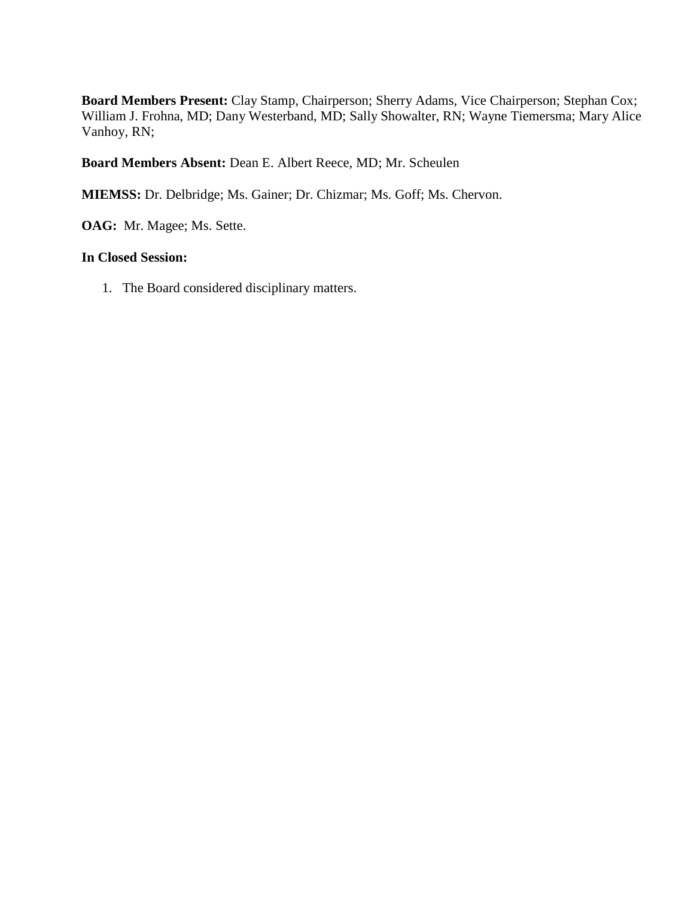**Board Members Present:** Clay Stamp, Chairperson; Sherry Adams, Vice Chairperson; Stephan Cox; William J. Frohna, MD; Dany Westerband, MD; Sally Showalter, RN; Wayne Tiemersma; Mary Alice Vanhoy, RN;

**Board Members Absent:** Dean E. Albert Reece, MD; Mr. Scheulen

**MIEMSS:** Dr. Delbridge; Ms. Gainer; Dr. Chizmar; Ms. Goff; Ms. Chervon.

**OAG:** Mr. Magee; Ms. Sette.

**In Closed Session:**

1. The Board considered disciplinary matters.